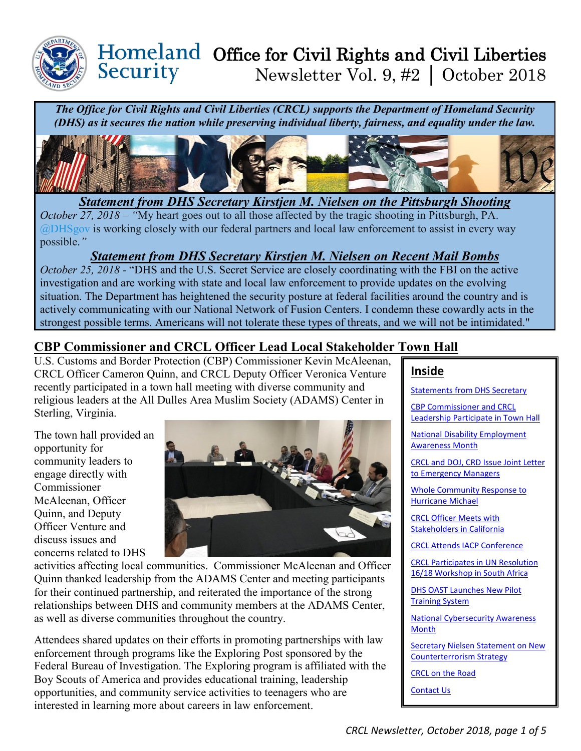# Homeland Security

# Office for Civil Rights and Civil Liberties

Newsletter Vol. 9, #2 | October 2018

***The Office for Civil Rights and Civil Liberties (CRCL) supports the Department of Homeland Security (DHS) as it secures the nation while preserving individual liberty, fairness, and equality under the law.***

## ***Statement from DHS Secretary Kirstjen M. Nielsen on the Pittsburgh Shooting***

*October 27, 2018 – "*My heart goes out to all those affected by the tragic shooting in Pittsburgh, PA. @DHSgov is working closely with our federal partners and local law enforcement to assist in every way possible.*"*

## ***Statement from DHS Secretary Kirstjen M. Nielsen on Recent Mail Bombs***

*October 25, 2018* - "DHS and the U.S. Secret Service are closely coordinating with the FBI on the active investigation and are working with state and local law enforcement to provide updates on the evolving situation. The Department has heightened the security posture at federal facilities around the country and is actively communicating with our National Network of Fusion Centers. I condemn these cowardly acts in the strongest possible terms. Americans will not tolerate these types of threats, and we will not be intimidated."

## CBP Commissioner and CRCL Officer Lead Local Stakeholder Town Hall

U.S. Customs and Border Protection (CBP) Commissioner Kevin McAleenan, CRCL Officer Cameron Quinn, and CRCL Deputy Officer Veronica Venture recently participated in a town hall meeting with diverse community and religious leaders at the All Dulles Area Muslim Society (ADAMS) Center in Sterling, Virginia.

The town hall provided an opportunity for community leaders to engage directly with Commissioner McAleenan, Officer Quinn, and Deputy Officer Venture and discuss issues and concerns related to DHS activities affecting local communities. Commissioner McAleenan and Officer Quinn thanked leadership from the ADAMS Center and meeting participants for their continued partnership, and reiterated the importance of the strong relationships between DHS and community members at the ADAMS Center, as well as diverse communities throughout the country.

Attendees shared updates on their efforts in promoting partnerships with law enforcement through programs like the Exploring Post sponsored by the Federal Bureau of Investigation. The Exploring program is affiliated with the Boy Scouts of America and provides educational training, leadership opportunities, and community service activities to teenagers who are interested in learning more about careers in law enforcement.

### Inside

- Statements from DHS Secretary
- CBP Commissioner and CRCL Leadership Participate in Town Hall
- National Disability Employment Awareness Month
- CRCL and DOJ, CRD Issue Joint Letter to Emergency Managers
- Whole Community Response to Hurricane Michael
- CRCL Officer Meets with Stakeholders in California
- CRCL Attends IACP Conference
- CRCL Participates in UN Resolution 16/18 Workshop in South Africa
- DHS OAST Launches New Pilot Training System
- National Cybersecurity Awareness Month
- Secretary Nielsen Statement on New Counterterrorism Strategy
- CRCL on the Road
- Contact Us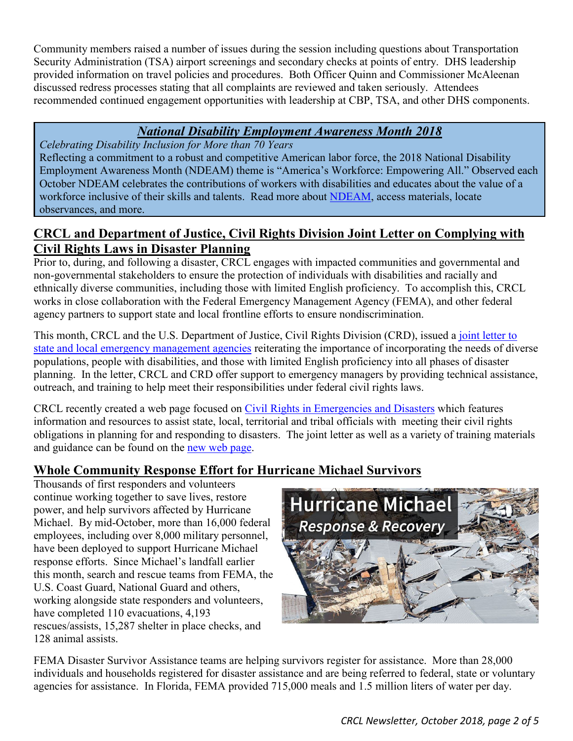Community members raised a number of issues during the session including questions about Transportation Security Administration (TSA) airport screenings and secondary checks at points of entry. DHS leadership provided information on travel policies and procedures. Both Officer Quinn and Commissioner McAleenan discussed redress processes stating that all complaints are reviewed and taken seriously. Attendees recommended continued engagement opportunities with leadership at CBP, TSA, and other DHS components.

## ***National Disability Employment Awareness Month 2018***

*Celebrating Disability Inclusion for More than 70 Years*

Reflecting a commitment to a robust and competitive American labor force, the 2018 National Disability Employment Awareness Month (NDEAM) theme is "America's Workforce: Empowering All." Observed each October NDEAM celebrates the contributions of workers with disabilities and educates about the value of a workforce inclusive of their skills and talents. Read more about NDEAM, access materials, locate observances, and more.

## CRCL and Department of Justice, Civil Rights Division Joint Letter on Complying with Civil Rights Laws in Disaster Planning

Prior to, during, and following a disaster, CRCL engages with impacted communities and governmental and non-governmental stakeholders to ensure the protection of individuals with disabilities and racially and ethnically diverse communities, including those with limited English proficiency. To accomplish this, CRCL works in close collaboration with the Federal Emergency Management Agency (FEMA), and other federal agency partners to support state and local frontline efforts to ensure nondiscrimination.

This month, CRCL and the U.S. Department of Justice, Civil Rights Division (CRD), issued a joint letter to state and local emergency management agencies reiterating the importance of incorporating the needs of diverse populations, people with disabilities, and those with limited English proficiency into all phases of disaster planning. In the letter, CRCL and CRD offer support to emergency managers by providing technical assistance, outreach, and training to help meet their responsibilities under federal civil rights laws.

CRCL recently created a web page focused on Civil Rights in Emergencies and Disasters which features information and resources to assist state, local, territorial and tribal officials with meeting their civil rights obligations in planning for and responding to disasters. The joint letter as well as a variety of training materials and guidance can be found on the new web page.

## Whole Community Response Effort for Hurricane Michael Survivors

Thousands of first responders and volunteers continue working together to save lives, restore power, and help survivors affected by Hurricane Michael. By mid-October, more than 16,000 federal employees, including over 8,000 military personnel, have been deployed to support Hurricane Michael response efforts. Since Michael's landfall earlier this month, search and rescue teams from FEMA, the U.S. Coast Guard, National Guard and others, working alongside state responders and volunteers, have completed 110 evacuations, 4,193 rescues/assists, 15,287 shelter in place checks, and 128 animal assists.

FEMA Disaster Survivor Assistance teams are helping survivors register for assistance. More than 28,000 individuals and households registered for disaster assistance and are being referred to federal, state or voluntary agencies for assistance. In Florida, FEMA provided 715,000 meals and 1.5 million liters of water per day.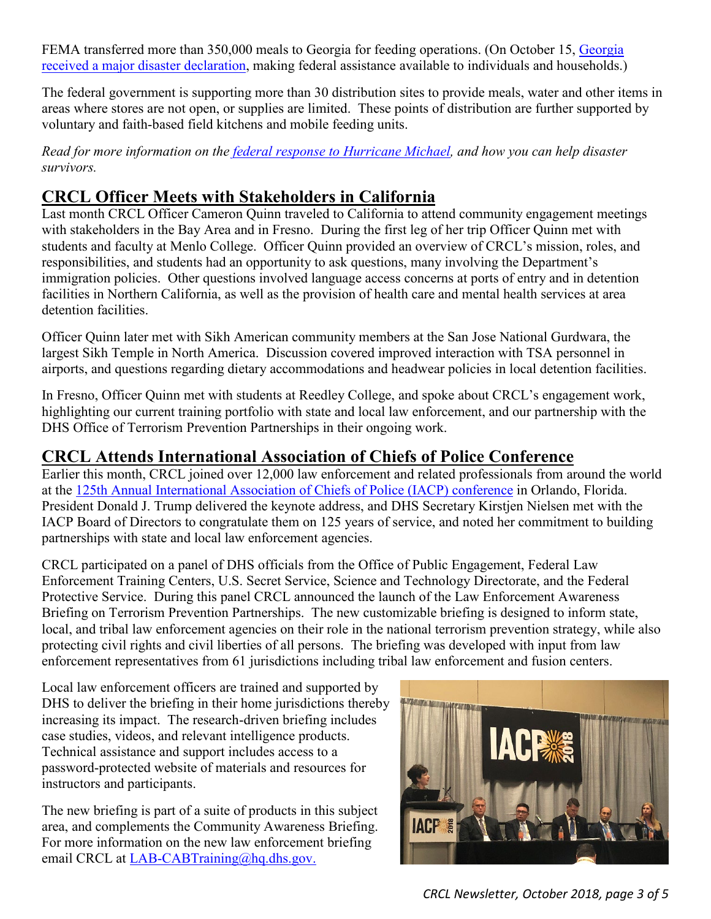FEMA transferred more than 350,000 meals to Georgia for feeding operations. (On October 15, Georgia received a major disaster declaration, making federal assistance available to individuals and households.)

The federal government is supporting more than 30 distribution sites to provide meals, water and other items in areas where stores are not open, or supplies are limited. These points of distribution are further supported by voluntary and faith-based field kitchens and mobile feeding units.

*Read for more information on the federal response to Hurricane Michael, and how you can help disaster survivors.*

## CRCL Officer Meets with Stakeholders in California

Last month CRCL Officer Cameron Quinn traveled to California to attend community engagement meetings with stakeholders in the Bay Area and in Fresno. During the first leg of her trip Officer Quinn met with students and faculty at Menlo College. Officer Quinn provided an overview of CRCL's mission, roles, and responsibilities, and students had an opportunity to ask questions, many involving the Department's immigration policies. Other questions involved language access concerns at ports of entry and in detention facilities in Northern California, as well as the provision of health care and mental health services at area detention facilities.

Officer Quinn later met with Sikh American community members at the San Jose National Gurdwara, the largest Sikh Temple in North America. Discussion covered improved interaction with TSA personnel in airports, and questions regarding dietary accommodations and headwear policies in local detention facilities.

In Fresno, Officer Quinn met with students at Reedley College, and spoke about CRCL's engagement work, highlighting our current training portfolio with state and local law enforcement, and our partnership with the DHS Office of Terrorism Prevention Partnerships in their ongoing work.

## CRCL Attends International Association of Chiefs of Police Conference

Earlier this month, CRCL joined over 12,000 law enforcement and related professionals from around the world at the 125th Annual International Association of Chiefs of Police (IACP) conference in Orlando, Florida. President Donald J. Trump delivered the keynote address, and DHS Secretary Kirstjen Nielsen met with the IACP Board of Directors to congratulate them on 125 years of service, and noted her commitment to building partnerships with state and local law enforcement agencies.

CRCL participated on a panel of DHS officials from the Office of Public Engagement, Federal Law Enforcement Training Centers, U.S. Secret Service, Science and Technology Directorate, and the Federal Protective Service. During this panel CRCL announced the launch of the Law Enforcement Awareness Briefing on Terrorism Prevention Partnerships. The new customizable briefing is designed to inform state, local, and tribal law enforcement agencies on their role in the national terrorism prevention strategy, while also protecting civil rights and civil liberties of all persons. The briefing was developed with input from law enforcement representatives from 61 jurisdictions including tribal law enforcement and fusion centers.

Local law enforcement officers are trained and supported by DHS to deliver the briefing in their home jurisdictions thereby increasing its impact. The research-driven briefing includes case studies, videos, and relevant intelligence products. Technical assistance and support includes access to a password-protected website of materials and resources for instructors and participants.

The new briefing is part of a suite of products in this subject area, and complements the Community Awareness Briefing. For more information on the new law enforcement briefing email CRCL at LAB-CABTraining@hq.dhs.gov.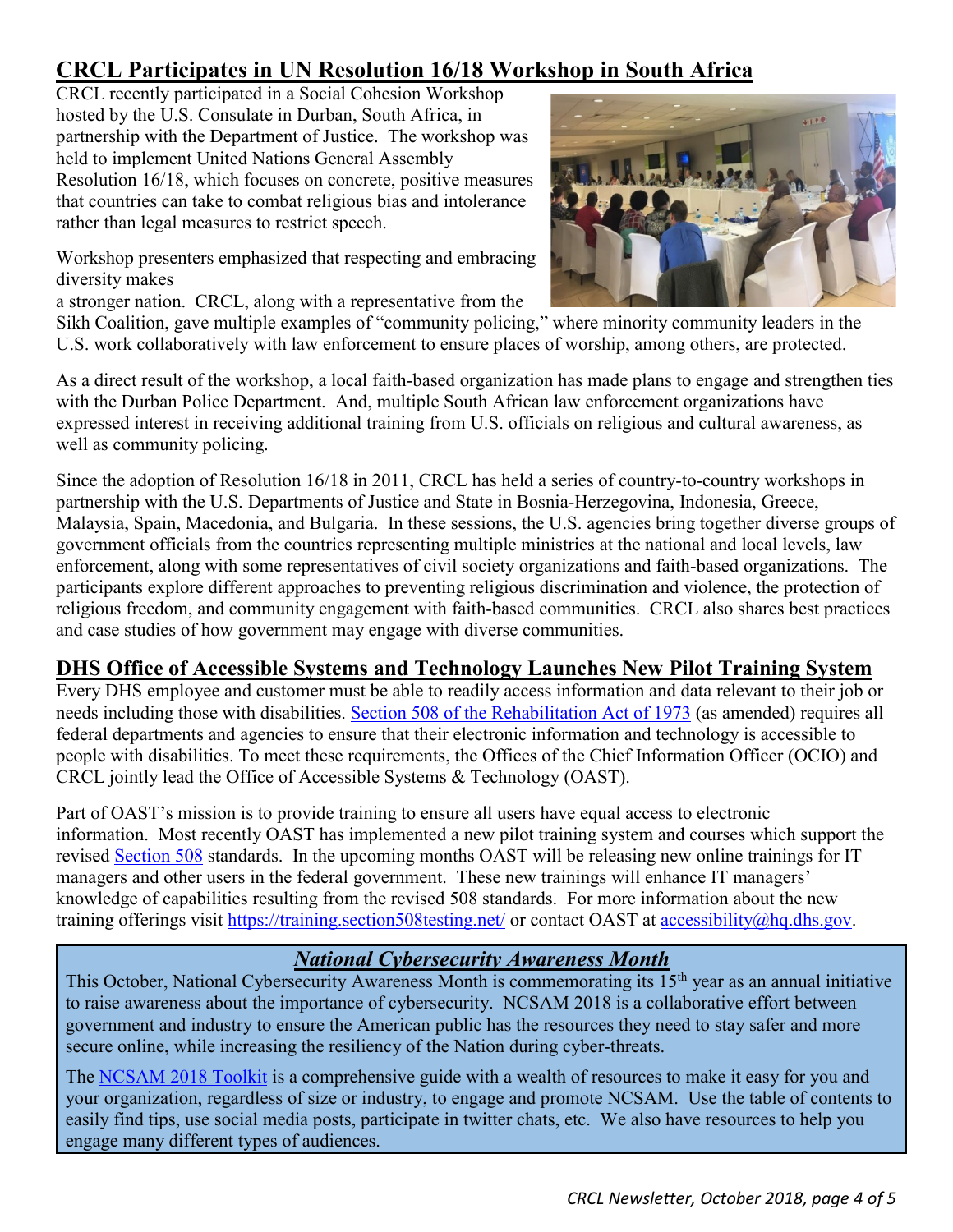## CRCL Participates in UN Resolution 16/18 Workshop in South Africa

CRCL recently participated in a Social Cohesion Workshop hosted by the U.S. Consulate in Durban, South Africa, in partnership with the Department of Justice. The workshop was held to implement United Nations General Assembly Resolution 16/18, which focuses on concrete, positive measures that countries can take to combat religious bias and intolerance rather than legal measures to restrict speech.

Workshop presenters emphasized that respecting and embracing diversity makes a stronger nation. CRCL, along with a representative from the Sikh Coalition, gave multiple examples of "community policing," where minority community leaders in the U.S. work collaboratively with law enforcement to ensure places of worship, among others, are protected.

As a direct result of the workshop, a local faith-based organization has made plans to engage and strengthen ties with the Durban Police Department. And, multiple South African law enforcement organizations have expressed interest in receiving additional training from U.S. officials on religious and cultural awareness, as well as community policing.

Since the adoption of Resolution 16/18 in 2011, CRCL has held a series of country-to-country workshops in partnership with the U.S. Departments of Justice and State in Bosnia-Herzegovina, Indonesia, Greece, Malaysia, Spain, Macedonia, and Bulgaria. In these sessions, the U.S. agencies bring together diverse groups of government officials from the countries representing multiple ministries at the national and local levels, law enforcement, along with some representatives of civil society organizations and faith-based organizations. The participants explore different approaches to preventing religious discrimination and violence, the protection of religious freedom, and community engagement with faith-based communities. CRCL also shares best practices and case studies of how government may engage with diverse communities.

## DHS Office of Accessible Systems and Technology Launches New Pilot Training System

Every DHS employee and customer must be able to readily access information and data relevant to their job or needs including those with disabilities. [Section 508 of the Rehabilitation Act of 1973](https://www.section508.gov/) (as amended) requires all federal departments and agencies to ensure that their electronic information and technology is accessible to people with disabilities. To meet these requirements, the Offices of the Chief Information Officer (OCIO) and CRCL jointly lead the Office of Accessible Systems & Technology (OAST).

Part of OAST's mission is to provide training to ensure all users have equal access to electronic information. Most recently OAST has implemented a new pilot training system and courses which support the revised Section 508 standards. In the upcoming months OAST will be releasing new online trainings for IT managers and other users in the federal government. These new trainings will enhance IT managers' knowledge of capabilities resulting from the revised 508 standards. For more information about the new training offerings visit https://training.section508testing.net/ or contact OAST at accessibility@hq.dhs.gov.

### *National Cybersecurity Awareness Month*

This October, National Cybersecurity Awareness Month is commemorating its 15th year as an annual initiative to raise awareness about the importance of cybersecurity. NCSAM 2018 is a collaborative effort between government and industry to ensure the American public has the resources they need to stay safer and more secure online, while increasing the resiliency of the Nation during cyber-threats.

The NCSAM 2018 Toolkit is a comprehensive guide with a wealth of resources to make it easy for you and your organization, regardless of size or industry, to engage and promote NCSAM. Use the table of contents to easily find tips, use social media posts, participate in twitter chats, etc. We also have resources to help you engage many different types of audiences.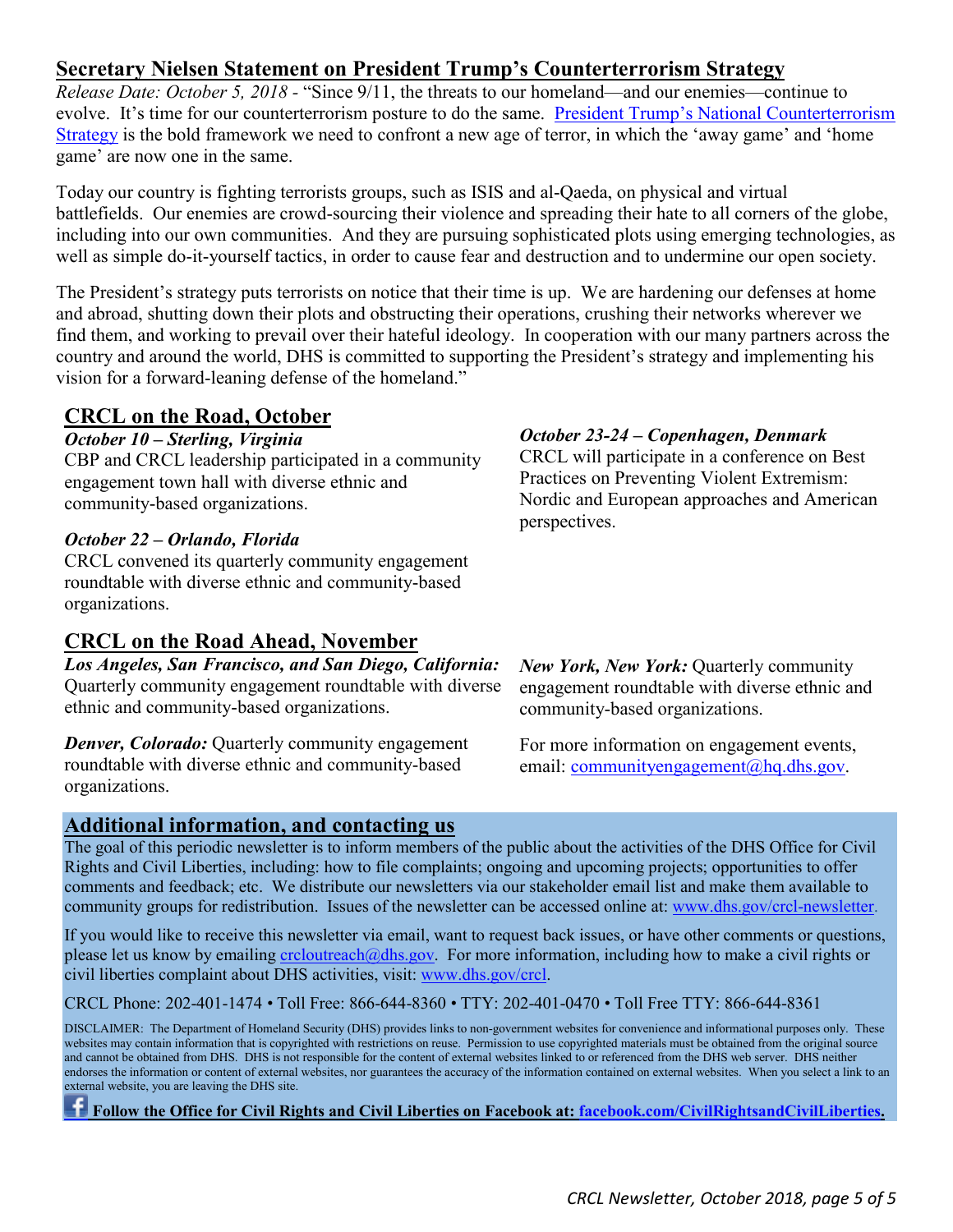## Secretary Nielsen Statement on President Trump's Counterterrorism Strategy

*Release Date: October 5, 2018* - "Since 9/11, the threats to our homeland—and our enemies—continue to evolve. It's time for our counterterrorism posture to do the same. President Trump's National Counterterrorism Strategy is the bold framework we need to confront a new age of terror, in which the 'away game' and 'home game' are now one in the same.

Today our country is fighting terrorists groups, such as ISIS and al-Qaeda, on physical and virtual battlefields. Our enemies are crowd-sourcing their violence and spreading their hate to all corners of the globe, including into our own communities. And they are pursuing sophisticated plots using emerging technologies, as well as simple do-it-yourself tactics, in order to cause fear and destruction and to undermine our open society.

The President's strategy puts terrorists on notice that their time is up. We are hardening our defenses at home and abroad, shutting down their plots and obstructing their operations, crushing their networks wherever we find them, and working to prevail over their hateful ideology. In cooperation with our many partners across the country and around the world, DHS is committed to supporting the President's strategy and implementing his vision for a forward-leaning defense of the homeland."

## CRCL on the Road, October

***October 10 – Sterling, Virginia***
CBP and CRCL leadership participated in a community engagement town hall with diverse ethnic and community-based organizations.

***October 22 – Orlando, Florida***
CRCL convened its quarterly community engagement roundtable with diverse ethnic and community-based organizations.

***October 23-24 – Copenhagen, Denmark***
CRCL will participate in a conference on Best Practices on Preventing Violent Extremism: Nordic and European approaches and American perspectives.

## CRCL on the Road Ahead, November

***Los Angeles, San Francisco, and San Diego, California:*** Quarterly community engagement roundtable with diverse ethnic and community-based organizations.

***Denver, Colorado:*** Quarterly community engagement roundtable with diverse ethnic and community-based organizations.

***New York, New York:*** Quarterly community engagement roundtable with diverse ethnic and community-based organizations.

For more information on engagement events, email: communityengagement@hq.dhs.gov.

## Additional information, and contacting us

The goal of this periodic newsletter is to inform members of the public about the activities of the DHS Office for Civil Rights and Civil Liberties, including: how to file complaints; ongoing and upcoming projects; opportunities to offer comments and feedback; etc. We distribute our newsletters via our stakeholder email list and make them available to community groups for redistribution. Issues of the newsletter can be accessed online at: www.dhs.gov/crcl-newsletter.

If you would like to receive this newsletter via email, want to request back issues, or have other comments or questions, please let us know by emailing crcloutreach@dhs.gov. For more information, including how to make a civil rights or civil liberties complaint about DHS activities, visit: www.dhs.gov/crcl.

CRCL Phone: 202-401-1474 • Toll Free: 866-644-8360 • TTY: 202-401-0470 • Toll Free TTY: 866-644-8361

DISCLAIMER: The Department of Homeland Security (DHS) provides links to non-government websites for convenience and informational purposes only. These websites may contain information that is copyrighted with restrictions on reuse. Permission to use copyrighted materials must be obtained from the original source and cannot be obtained from DHS. DHS is not responsible for the content of external websites linked to or referenced from the DHS web server. DHS neither endorses the information or content of external websites, nor guarantees the accuracy of the information contained on external websites. When you select a link to an external website, you are leaving the DHS site.

**Follow the Office for Civil Rights and Civil Liberties on Facebook at: facebook.com/CivilRightsandCivilLiberties.**